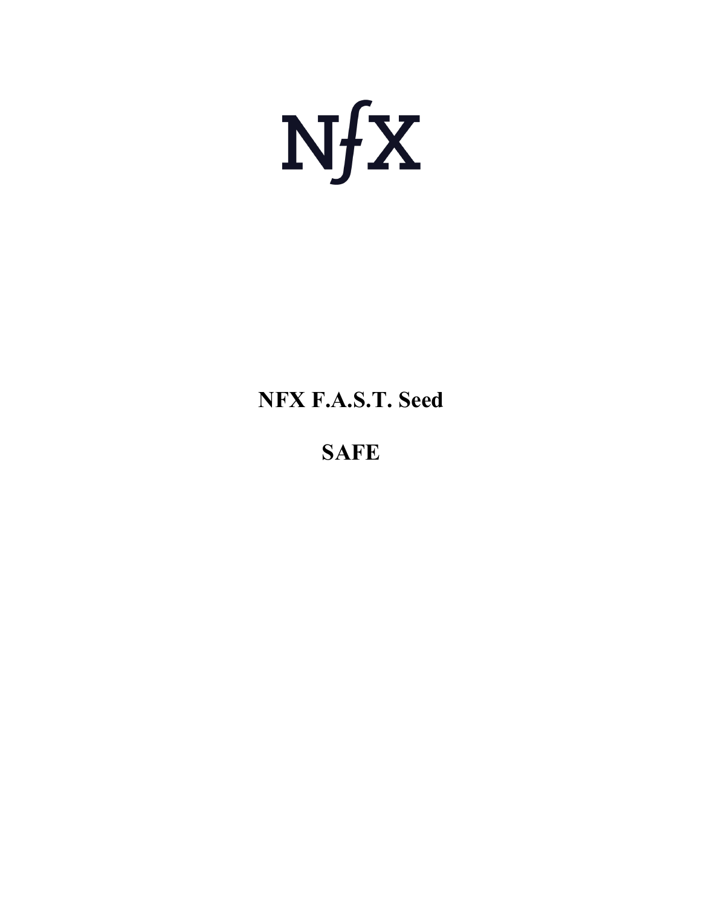# NFX

**NFX F.A.S.T. Seed**

**SAFE**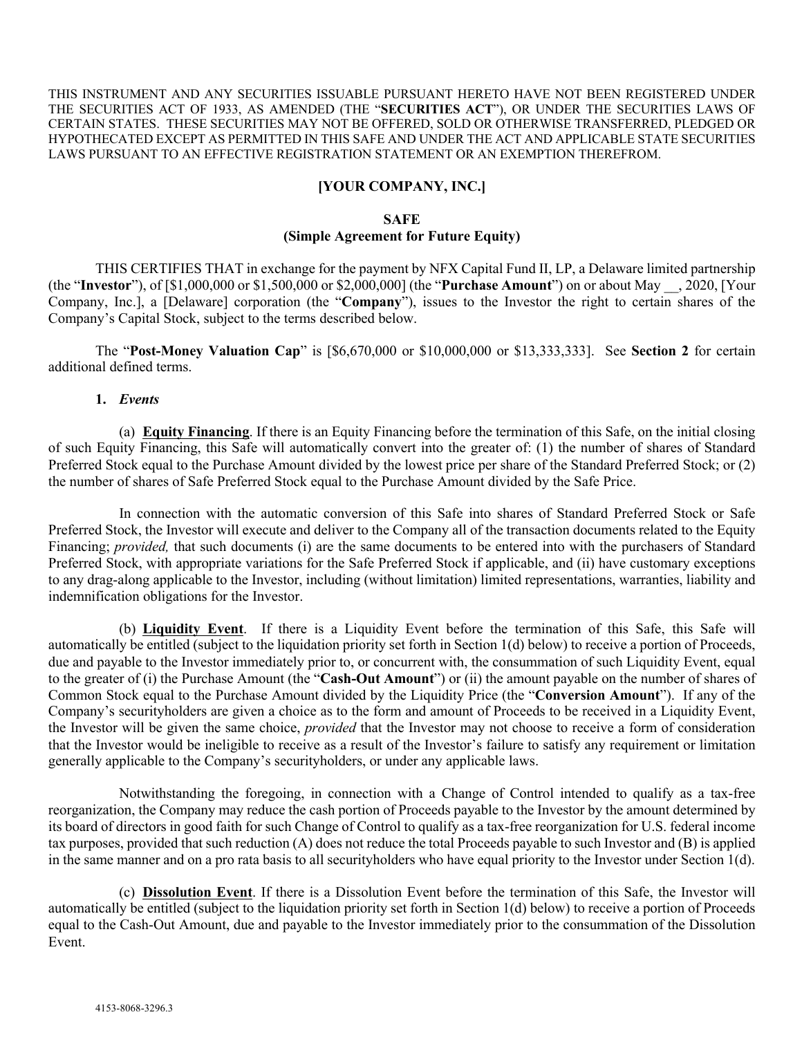THIS INSTRUMENT AND ANY SECURITIES ISSUABLE PURSUANT HERETO HAVE NOT BEEN REGISTERED UNDER THE SECURITIES ACT OF 1933, AS AMENDED (THE "**SECURITIES ACT**"), OR UNDER THE SECURITIES LAWS OF CERTAIN STATES. THESE SECURITIES MAY NOT BE OFFERED, SOLD OR OTHERWISE TRANSFERRED, PLEDGED OR HYPOTHECATED EXCEPT AS PERMITTED IN THIS SAFE AND UNDER THE ACT AND APPLICABLE STATE SECURITIES LAWS PURSUANT TO AN EFFECTIVE REGISTRATION STATEMENT OR AN EXEMPTION THEREFROM.

**[YOUR COMPANY, INC.]**

**SAFE**
**(Simple Agreement for Future Equity)**

THIS CERTIFIES THAT in exchange for the payment by NFX Capital Fund II, LP, a Delaware limited partnership (the "**Investor**"), of [$1,000,000 or $1,500,000 or $2,000,000] (the "**Purchase Amount**") on or about May __, 2020, [Your Company, Inc.], a [Delaware] corporation (the "**Company**"), issues to the Investor the right to certain shares of the Company's Capital Stock, subject to the terms described below.

The "**Post-Money Valuation Cap**" is [$6,670,000 or $10,000,000 or $13,333,333]. See **Section 2** for certain additional defined terms.

**1.** ***Events***

(a) **Equity Financing**. If there is an Equity Financing before the termination of this Safe, on the initial closing of such Equity Financing, this Safe will automatically convert into the greater of: (1) the number of shares of Standard Preferred Stock equal to the Purchase Amount divided by the lowest price per share of the Standard Preferred Stock; or (2) the number of shares of Safe Preferred Stock equal to the Purchase Amount divided by the Safe Price.

In connection with the automatic conversion of this Safe into shares of Standard Preferred Stock or Safe Preferred Stock, the Investor will execute and deliver to the Company all of the transaction documents related to the Equity Financing; *provided,* that such documents (i) are the same documents to be entered into with the purchasers of Standard Preferred Stock, with appropriate variations for the Safe Preferred Stock if applicable, and (ii) have customary exceptions to any drag-along applicable to the Investor, including (without limitation) limited representations, warranties, liability and indemnification obligations for the Investor.

(b) **Liquidity Event**. If there is a Liquidity Event before the termination of this Safe, this Safe will automatically be entitled (subject to the liquidation priority set forth in Section 1(d) below) to receive a portion of Proceeds, due and payable to the Investor immediately prior to, or concurrent with, the consummation of such Liquidity Event, equal to the greater of (i) the Purchase Amount (the "**Cash-Out Amount**") or (ii) the amount payable on the number of shares of Common Stock equal to the Purchase Amount divided by the Liquidity Price (the "**Conversion Amount**"). If any of the Company's securityholders are given a choice as to the form and amount of Proceeds to be received in a Liquidity Event, the Investor will be given the same choice, *provided* that the Investor may not choose to receive a form of consideration that the Investor would be ineligible to receive as a result of the Investor's failure to satisfy any requirement or limitation generally applicable to the Company's securityholders, or under any applicable laws.

Notwithstanding the foregoing, in connection with a Change of Control intended to qualify as a tax-free reorganization, the Company may reduce the cash portion of Proceeds payable to the Investor by the amount determined by its board of directors in good faith for such Change of Control to qualify as a tax-free reorganization for U.S. federal income tax purposes, provided that such reduction (A) does not reduce the total Proceeds payable to such Investor and (B) is applied in the same manner and on a pro rata basis to all securityholders who have equal priority to the Investor under Section 1(d).

(c) **Dissolution Event**. If there is a Dissolution Event before the termination of this Safe, the Investor will automatically be entitled (subject to the liquidation priority set forth in Section 1(d) below) to receive a portion of Proceeds equal to the Cash-Out Amount, due and payable to the Investor immediately prior to the consummation of the Dissolution Event.

4153-8068-3296.3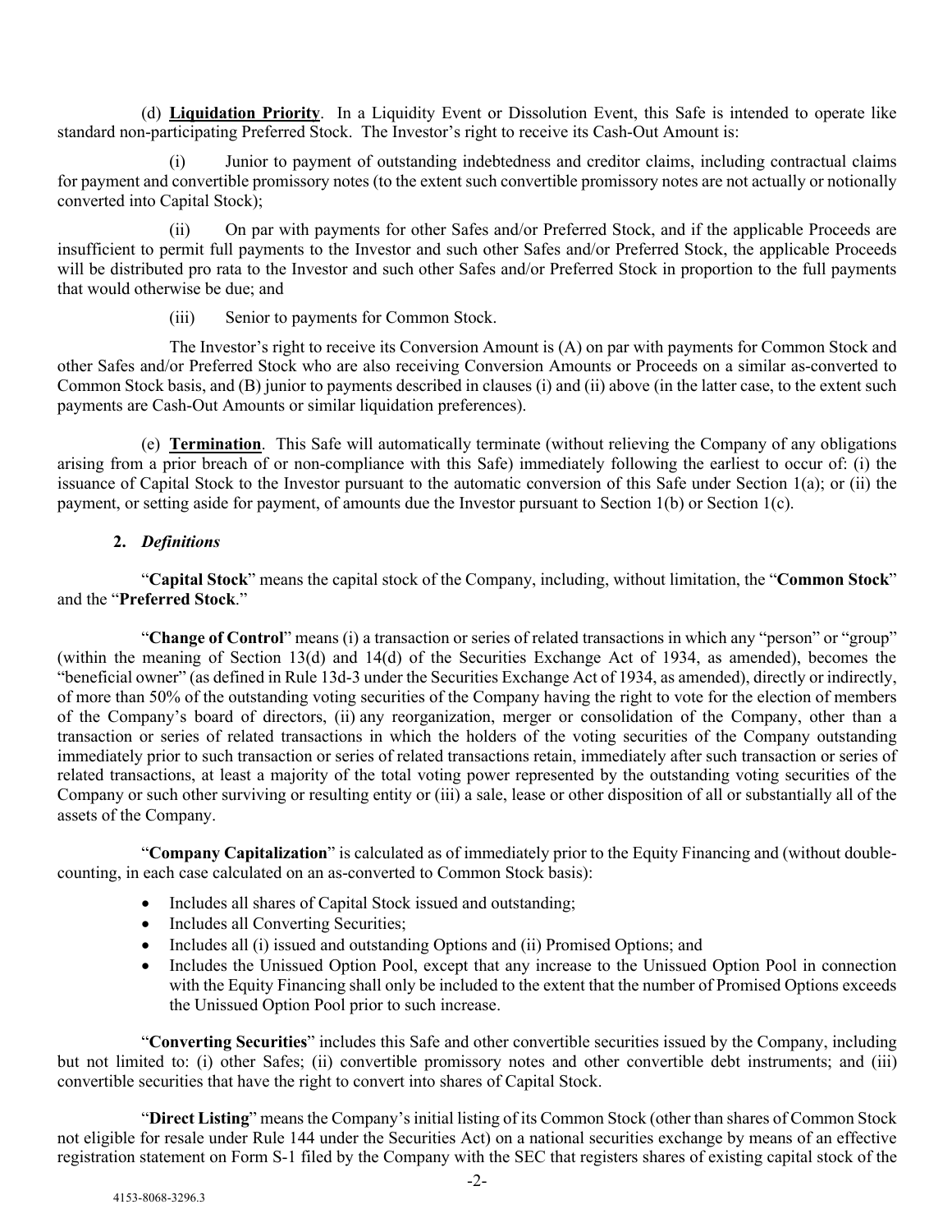(d) **Liquidation Priority**. In a Liquidity Event or Dissolution Event, this Safe is intended to operate like standard non-participating Preferred Stock. The Investor's right to receive its Cash-Out Amount is:

(i) Junior to payment of outstanding indebtedness and creditor claims, including contractual claims for payment and convertible promissory notes (to the extent such convertible promissory notes are not actually or notionally converted into Capital Stock);

(ii) On par with payments for other Safes and/or Preferred Stock, and if the applicable Proceeds are insufficient to permit full payments to the Investor and such other Safes and/or Preferred Stock, the applicable Proceeds will be distributed pro rata to the Investor and such other Safes and/or Preferred Stock in proportion to the full payments that would otherwise be due; and

(iii) Senior to payments for Common Stock.

The Investor's right to receive its Conversion Amount is (A) on par with payments for Common Stock and other Safes and/or Preferred Stock who are also receiving Conversion Amounts or Proceeds on a similar as-converted to Common Stock basis, and (B) junior to payments described in clauses (i) and (ii) above (in the latter case, to the extent such payments are Cash-Out Amounts or similar liquidation preferences).

(e) **Termination**. This Safe will automatically terminate (without relieving the Company of any obligations arising from a prior breach of or non-compliance with this Safe) immediately following the earliest to occur of: (i) the issuance of Capital Stock to the Investor pursuant to the automatic conversion of this Safe under Section 1(a); or (ii) the payment, or setting aside for payment, of amounts due the Investor pursuant to Section 1(b) or Section 1(c).

## 2. *Definitions*

"**Capital Stock**" means the capital stock of the Company, including, without limitation, the "**Common Stock**" and the "**Preferred Stock**."

"**Change of Control**" means (i) a transaction or series of related transactions in which any "person" or "group" (within the meaning of Section 13(d) and 14(d) of the Securities Exchange Act of 1934, as amended), becomes the "beneficial owner" (as defined in Rule 13d-3 under the Securities Exchange Act of 1934, as amended), directly or indirectly, of more than 50% of the outstanding voting securities of the Company having the right to vote for the election of members of the Company's board of directors, (ii) any reorganization, merger or consolidation of the Company, other than a transaction or series of related transactions in which the holders of the voting securities of the Company outstanding immediately prior to such transaction or series of related transactions retain, immediately after such transaction or series of related transactions, at least a majority of the total voting power represented by the outstanding voting securities of the Company or such other surviving or resulting entity or (iii) a sale, lease or other disposition of all or substantially all of the assets of the Company.

"**Company Capitalization**" is calculated as of immediately prior to the Equity Financing and (without double-counting, in each case calculated on an as-converted to Common Stock basis):

- Includes all shares of Capital Stock issued and outstanding;
- Includes all Converting Securities;
- Includes all (i) issued and outstanding Options and (ii) Promised Options; and
- Includes the Unissued Option Pool, except that any increase to the Unissued Option Pool in connection with the Equity Financing shall only be included to the extent that the number of Promised Options exceeds the Unissued Option Pool prior to such increase.

"**Converting Securities**" includes this Safe and other convertible securities issued by the Company, including but not limited to: (i) other Safes; (ii) convertible promissory notes and other convertible debt instruments; and (iii) convertible securities that have the right to convert into shares of Capital Stock.

"**Direct Listing**" means the Company's initial listing of its Common Stock (other than shares of Common Stock not eligible for resale under Rule 144 under the Securities Act) on a national securities exchange by means of an effective registration statement on Form S-1 filed by the Company with the SEC that registers shares of existing capital stock of the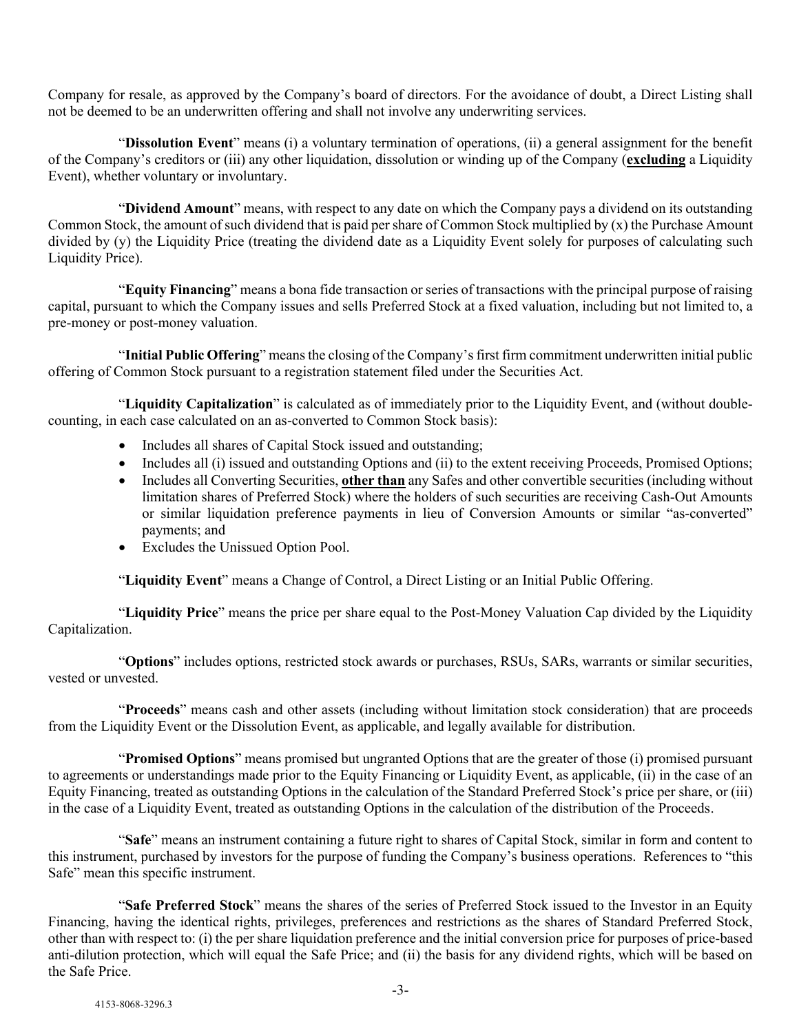Company for resale, as approved by the Company's board of directors. For the avoidance of doubt, a Direct Listing shall not be deemed to be an underwritten offering and shall not involve any underwriting services.

"**Dissolution Event**" means (i) a voluntary termination of operations, (ii) a general assignment for the benefit of the Company's creditors or (iii) any other liquidation, dissolution or winding up of the Company (**excluding** a Liquidity Event), whether voluntary or involuntary.

"**Dividend Amount**" means, with respect to any date on which the Company pays a dividend on its outstanding Common Stock, the amount of such dividend that is paid per share of Common Stock multiplied by (x) the Purchase Amount divided by (y) the Liquidity Price (treating the dividend date as a Liquidity Event solely for purposes of calculating such Liquidity Price).

"**Equity Financing**" means a bona fide transaction or series of transactions with the principal purpose of raising capital, pursuant to which the Company issues and sells Preferred Stock at a fixed valuation, including but not limited to, a pre-money or post-money valuation.

"**Initial Public Offering**" means the closing of the Company's first firm commitment underwritten initial public offering of Common Stock pursuant to a registration statement filed under the Securities Act.

"**Liquidity Capitalization**" is calculated as of immediately prior to the Liquidity Event, and (without double-counting, in each case calculated on an as-converted to Common Stock basis):

- Includes all shares of Capital Stock issued and outstanding;
- Includes all (i) issued and outstanding Options and (ii) to the extent receiving Proceeds, Promised Options;
- Includes all Converting Securities, **other than** any Safes and other convertible securities (including without limitation shares of Preferred Stock) where the holders of such securities are receiving Cash-Out Amounts or similar liquidation preference payments in lieu of Conversion Amounts or similar "as-converted" payments; and
- Excludes the Unissued Option Pool.

"**Liquidity Event**" means a Change of Control, a Direct Listing or an Initial Public Offering.

"**Liquidity Price**" means the price per share equal to the Post-Money Valuation Cap divided by the Liquidity Capitalization.

"**Options**" includes options, restricted stock awards or purchases, RSUs, SARs, warrants or similar securities, vested or unvested.

"**Proceeds**" means cash and other assets (including without limitation stock consideration) that are proceeds from the Liquidity Event or the Dissolution Event, as applicable, and legally available for distribution.

"**Promised Options**" means promised but ungranted Options that are the greater of those (i) promised pursuant to agreements or understandings made prior to the Equity Financing or Liquidity Event, as applicable, (ii) in the case of an Equity Financing, treated as outstanding Options in the calculation of the Standard Preferred Stock's price per share, or (iii) in the case of a Liquidity Event, treated as outstanding Options in the calculation of the distribution of the Proceeds.

"**Safe**" means an instrument containing a future right to shares of Capital Stock, similar in form and content to this instrument, purchased by investors for the purpose of funding the Company's business operations. References to "this Safe" mean this specific instrument.

"**Safe Preferred Stock**" means the shares of the series of Preferred Stock issued to the Investor in an Equity Financing, having the identical rights, privileges, preferences and restrictions as the shares of Standard Preferred Stock, other than with respect to: (i) the per share liquidation preference and the initial conversion price for purposes of price-based anti-dilution protection, which will equal the Safe Price; and (ii) the basis for any dividend rights, which will be based on the Safe Price.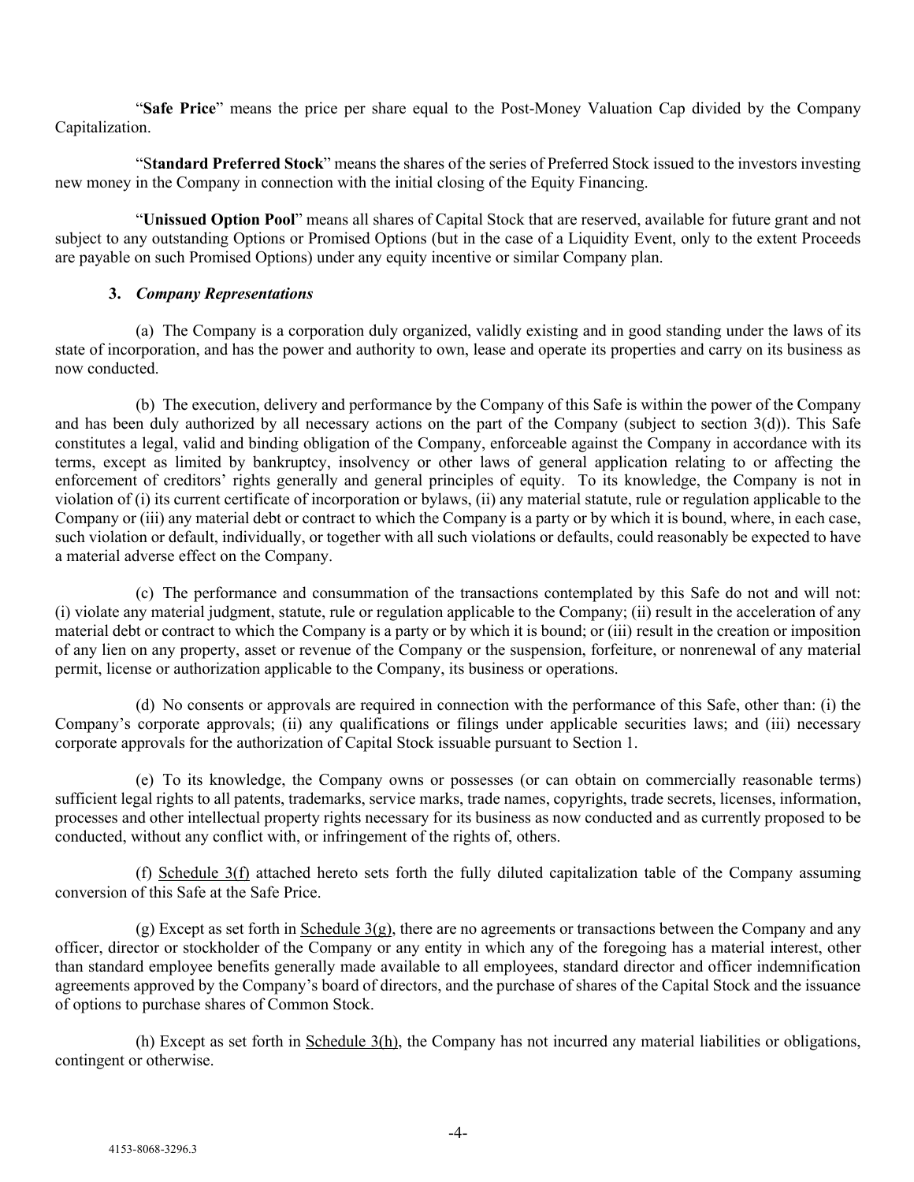"**Safe Price**" means the price per share equal to the Post-Money Valuation Cap divided by the Company Capitalization.

"S**tandard Preferred Stock**" means the shares of the series of Preferred Stock issued to the investors investing new money in the Company in connection with the initial closing of the Equity Financing.

"**Unissued Option Pool**" means all shares of Capital Stock that are reserved, available for future grant and not subject to any outstanding Options or Promised Options (but in the case of a Liquidity Event, only to the extent Proceeds are payable on such Promised Options) under any equity incentive or similar Company plan.

**3.** ***Company Representations***

(a) The Company is a corporation duly organized, validly existing and in good standing under the laws of its state of incorporation, and has the power and authority to own, lease and operate its properties and carry on its business as now conducted.

(b) The execution, delivery and performance by the Company of this Safe is within the power of the Company and has been duly authorized by all necessary actions on the part of the Company (subject to section 3(d)). This Safe constitutes a legal, valid and binding obligation of the Company, enforceable against the Company in accordance with its terms, except as limited by bankruptcy, insolvency or other laws of general application relating to or affecting the enforcement of creditors' rights generally and general principles of equity. To its knowledge, the Company is not in violation of (i) its current certificate of incorporation or bylaws, (ii) any material statute, rule or regulation applicable to the Company or (iii) any material debt or contract to which the Company is a party or by which it is bound, where, in each case, such violation or default, individually, or together with all such violations or defaults, could reasonably be expected to have a material adverse effect on the Company.

(c) The performance and consummation of the transactions contemplated by this Safe do not and will not: (i) violate any material judgment, statute, rule or regulation applicable to the Company; (ii) result in the acceleration of any material debt or contract to which the Company is a party or by which it is bound; or (iii) result in the creation or imposition of any lien on any property, asset or revenue of the Company or the suspension, forfeiture, or nonrenewal of any material permit, license or authorization applicable to the Company, its business or operations.

(d) No consents or approvals are required in connection with the performance of this Safe, other than: (i) the Company's corporate approvals; (ii) any qualifications or filings under applicable securities laws; and (iii) necessary corporate approvals for the authorization of Capital Stock issuable pursuant to Section 1.

(e) To its knowledge, the Company owns or possesses (or can obtain on commercially reasonable terms) sufficient legal rights to all patents, trademarks, service marks, trade names, copyrights, trade secrets, licenses, information, processes and other intellectual property rights necessary for its business as now conducted and as currently proposed to be conducted, without any conflict with, or infringement of the rights of, others.

(f) Schedule 3(f) attached hereto sets forth the fully diluted capitalization table of the Company assuming conversion of this Safe at the Safe Price.

(g) Except as set forth in Schedule 3(g), there are no agreements or transactions between the Company and any officer, director or stockholder of the Company or any entity in which any of the foregoing has a material interest, other than standard employee benefits generally made available to all employees, standard director and officer indemnification agreements approved by the Company's board of directors, and the purchase of shares of the Capital Stock and the issuance of options to purchase shares of Common Stock.

(h) Except as set forth in Schedule 3(h), the Company has not incurred any material liabilities or obligations, contingent or otherwise.

4153-8068-3296.3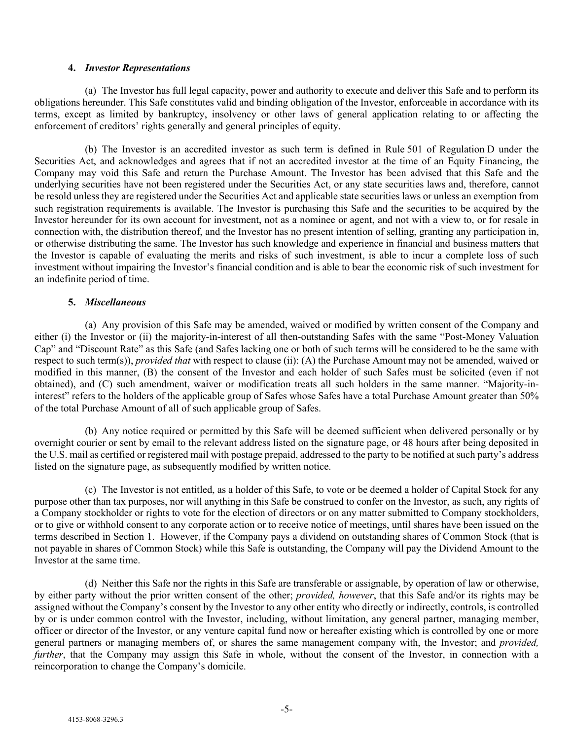**4.** ***Investor Representations***

(a) The Investor has full legal capacity, power and authority to execute and deliver this Safe and to perform its obligations hereunder. This Safe constitutes valid and binding obligation of the Investor, enforceable in accordance with its terms, except as limited by bankruptcy, insolvency or other laws of general application relating to or affecting the enforcement of creditors' rights generally and general principles of equity.

(b) The Investor is an accredited investor as such term is defined in Rule 501 of Regulation D under the Securities Act, and acknowledges and agrees that if not an accredited investor at the time of an Equity Financing, the Company may void this Safe and return the Purchase Amount. The Investor has been advised that this Safe and the underlying securities have not been registered under the Securities Act, or any state securities laws and, therefore, cannot be resold unless they are registered under the Securities Act and applicable state securities laws or unless an exemption from such registration requirements is available. The Investor is purchasing this Safe and the securities to be acquired by the Investor hereunder for its own account for investment, not as a nominee or agent, and not with a view to, or for resale in connection with, the distribution thereof, and the Investor has no present intention of selling, granting any participation in, or otherwise distributing the same. The Investor has such knowledge and experience in financial and business matters that the Investor is capable of evaluating the merits and risks of such investment, is able to incur a complete loss of such investment without impairing the Investor's financial condition and is able to bear the economic risk of such investment for an indefinite period of time.

**5.** ***Miscellaneous***

(a) Any provision of this Safe may be amended, waived or modified by written consent of the Company and either (i) the Investor or (ii) the majority-in-interest of all then-outstanding Safes with the same "Post-Money Valuation Cap" and "Discount Rate" as this Safe (and Safes lacking one or both of such terms will be considered to be the same with respect to such term(s)), *provided that* with respect to clause (ii): (A) the Purchase Amount may not be amended, waived or modified in this manner, (B) the consent of the Investor and each holder of such Safes must be solicited (even if not obtained), and (C) such amendment, waiver or modification treats all such holders in the same manner. "Majority-in-interest" refers to the holders of the applicable group of Safes whose Safes have a total Purchase Amount greater than 50% of the total Purchase Amount of all of such applicable group of Safes.

(b) Any notice required or permitted by this Safe will be deemed sufficient when delivered personally or by overnight courier or sent by email to the relevant address listed on the signature page, or 48 hours after being deposited in the U.S. mail as certified or registered mail with postage prepaid, addressed to the party to be notified at such party's address listed on the signature page, as subsequently modified by written notice.

(c) The Investor is not entitled, as a holder of this Safe, to vote or be deemed a holder of Capital Stock for any purpose other than tax purposes, nor will anything in this Safe be construed to confer on the Investor, as such, any rights of a Company stockholder or rights to vote for the election of directors or on any matter submitted to Company stockholders, or to give or withhold consent to any corporate action or to receive notice of meetings, until shares have been issued on the terms described in Section 1. However, if the Company pays a dividend on outstanding shares of Common Stock (that is not payable in shares of Common Stock) while this Safe is outstanding, the Company will pay the Dividend Amount to the Investor at the same time.

(d) Neither this Safe nor the rights in this Safe are transferable or assignable, by operation of law or otherwise, by either party without the prior written consent of the other; *provided, however*, that this Safe and/or its rights may be assigned without the Company's consent by the Investor to any other entity who directly or indirectly, controls, is controlled by or is under common control with the Investor, including, without limitation, any general partner, managing member, officer or director of the Investor, or any venture capital fund now or hereafter existing which is controlled by one or more general partners or managing members of, or shares the same management company with, the Investor; and *provided, further*, that the Company may assign this Safe in whole, without the consent of the Investor, in connection with a reincorporation to change the Company's domicile.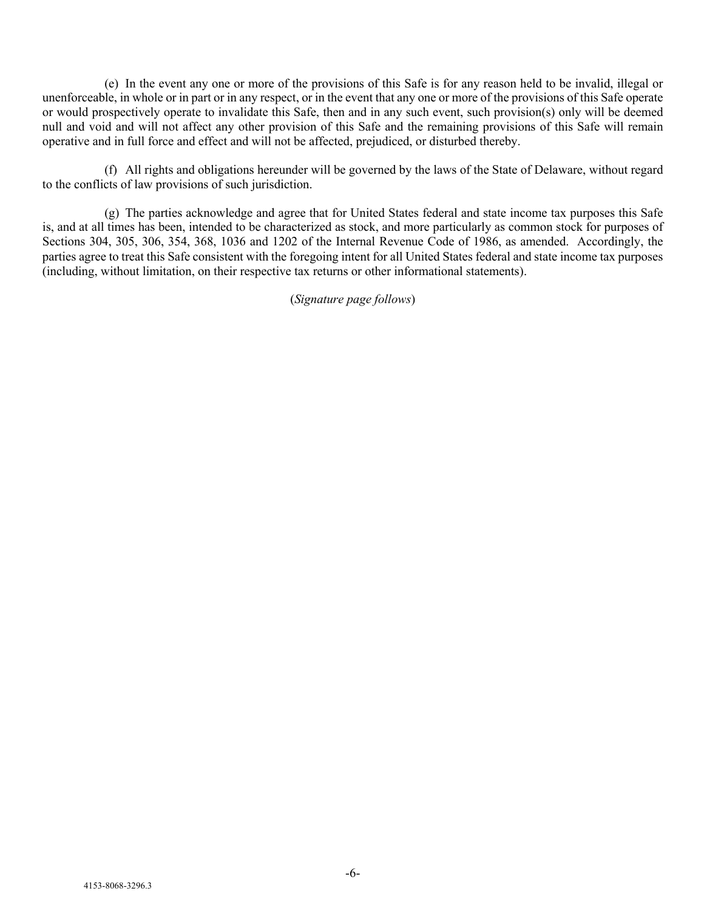(e) In the event any one or more of the provisions of this Safe is for any reason held to be invalid, illegal or unenforceable, in whole or in part or in any respect, or in the event that any one or more of the provisions of this Safe operate or would prospectively operate to invalidate this Safe, then and in any such event, such provision(s) only will be deemed null and void and will not affect any other provision of this Safe and the remaining provisions of this Safe will remain operative and in full force and effect and will not be affected, prejudiced, or disturbed thereby.

(f) All rights and obligations hereunder will be governed by the laws of the State of Delaware, without regard to the conflicts of law provisions of such jurisdiction.

(g) The parties acknowledge and agree that for United States federal and state income tax purposes this Safe is, and at all times has been, intended to be characterized as stock, and more particularly as common stock for purposes of Sections 304, 305, 306, 354, 368, 1036 and 1202 of the Internal Revenue Code of 1986, as amended. Accordingly, the parties agree to treat this Safe consistent with the foregoing intent for all United States federal and state income tax purposes (including, without limitation, on their respective tax returns or other informational statements).

(*Signature page follows*)

4153-8068-3296.3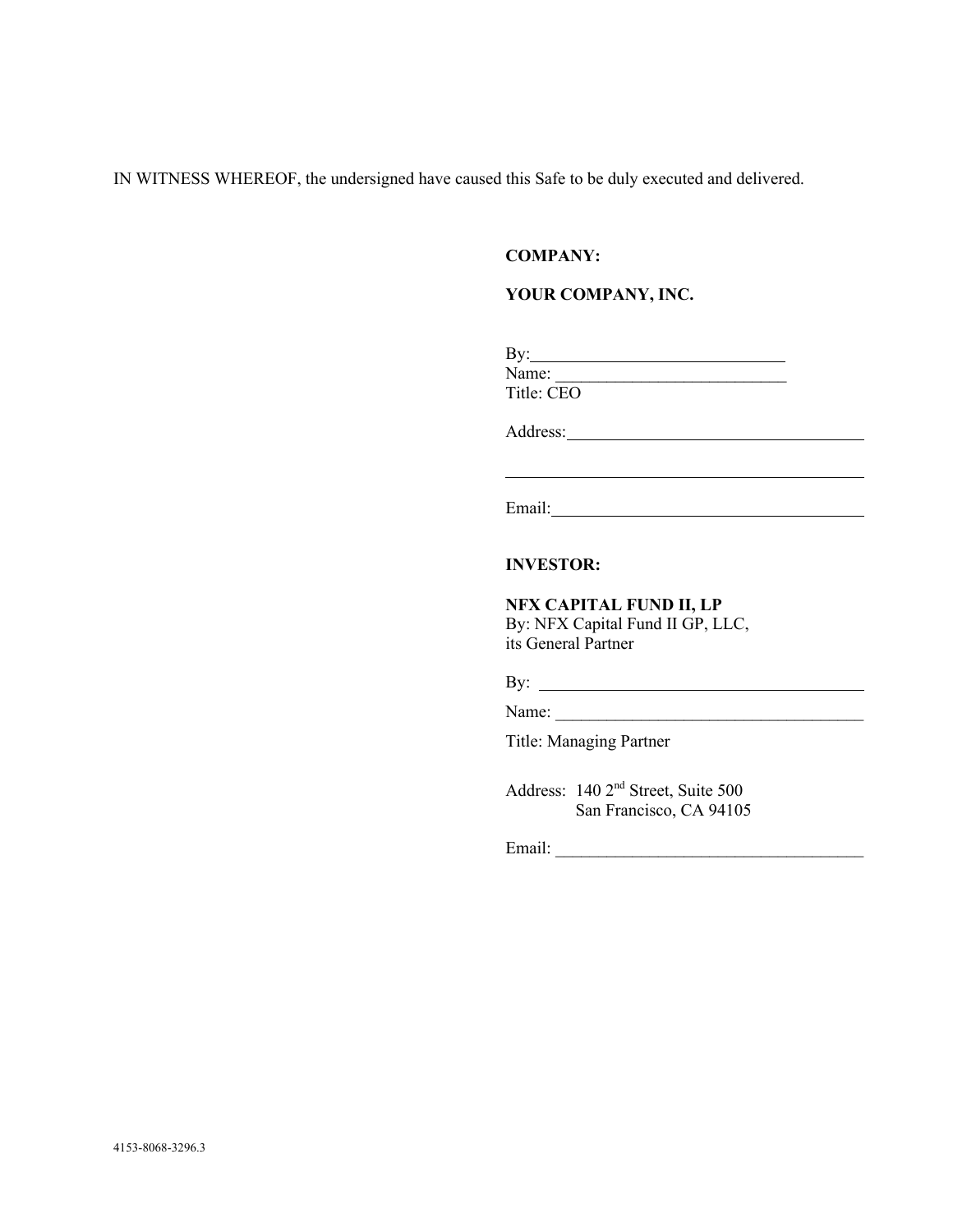IN WITNESS WHEREOF, the undersigned have caused this Safe to be duly executed and delivered.

**COMPANY:**

**YOUR COMPANY, INC.**

By: ______________________________
Name: ___________________________
Title: CEO

Address: ___________________________________

___________________________________________

Email: _____________________________________

**INVESTOR:**

**NFX CAPITAL FUND II, LP**
By: NFX Capital Fund II GP, LLC,
its General Partner

By: _______________________________________

Name: ____________________________________

Title: Managing Partner

Address: 140 2nd Street, Suite 500
San Francisco, CA 94105

Email: _____________________________________

4153-8068-3296.3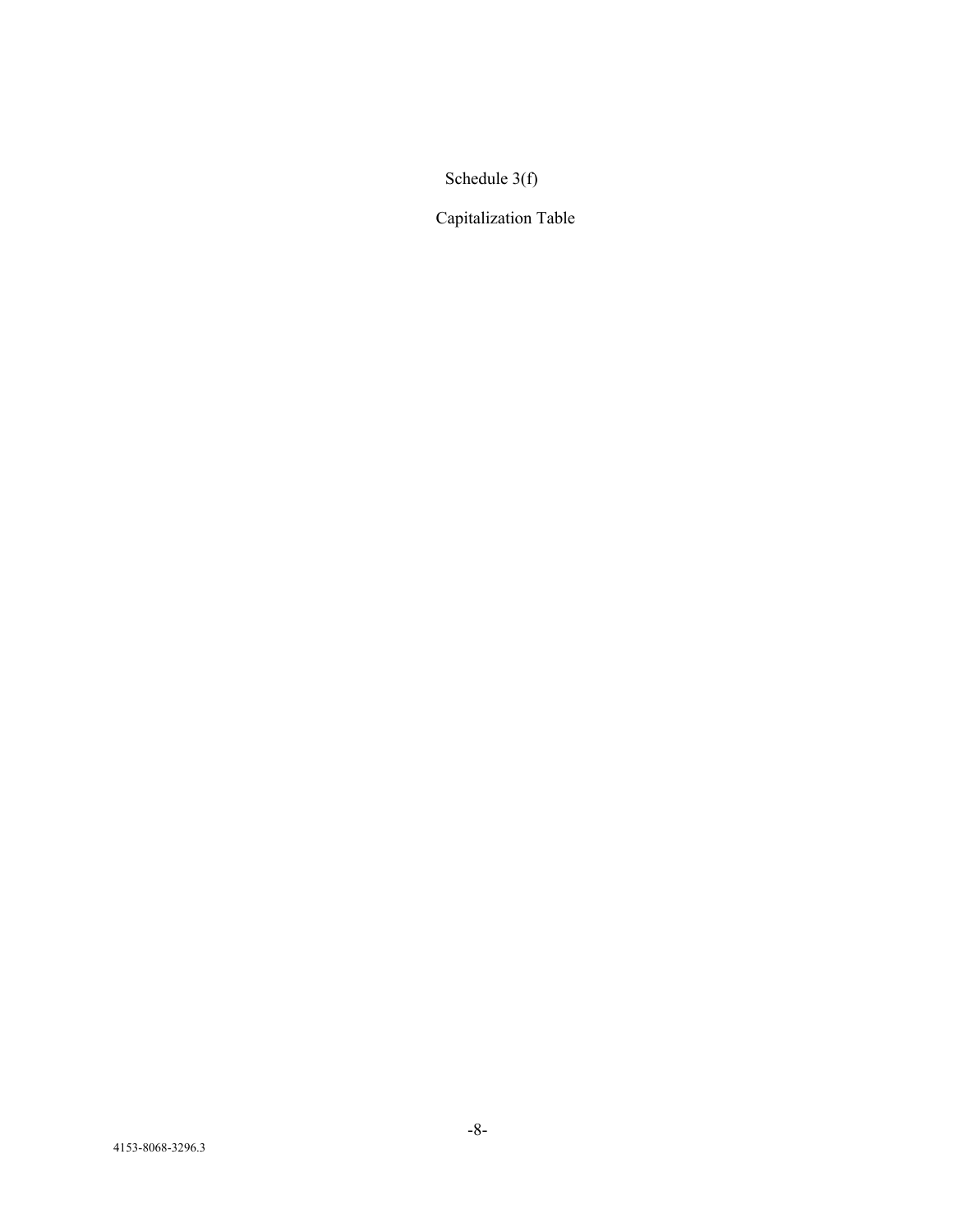Schedule 3(f)

Capitalization Table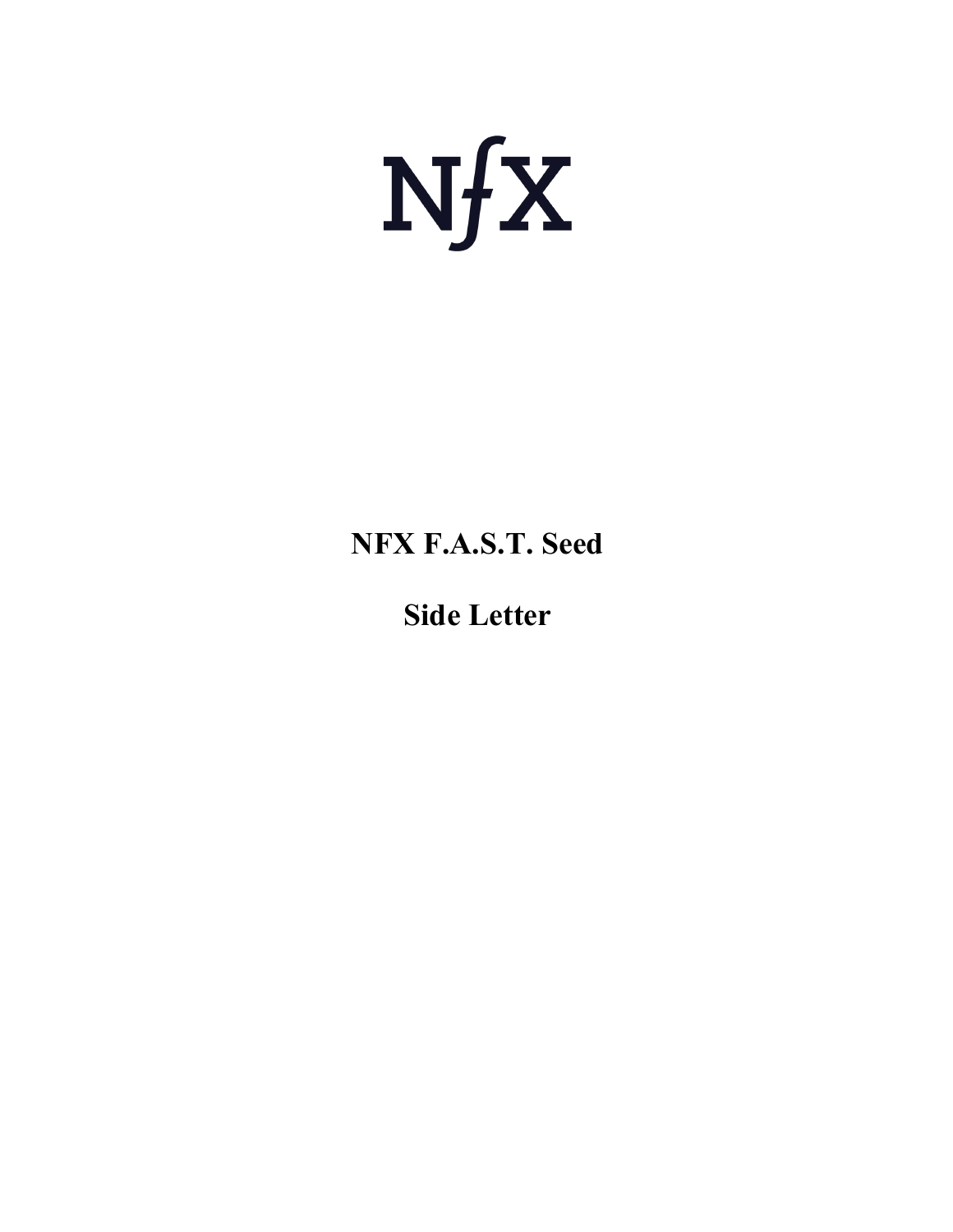NfX

# NFX F.A.S.T. Seed

# Side Letter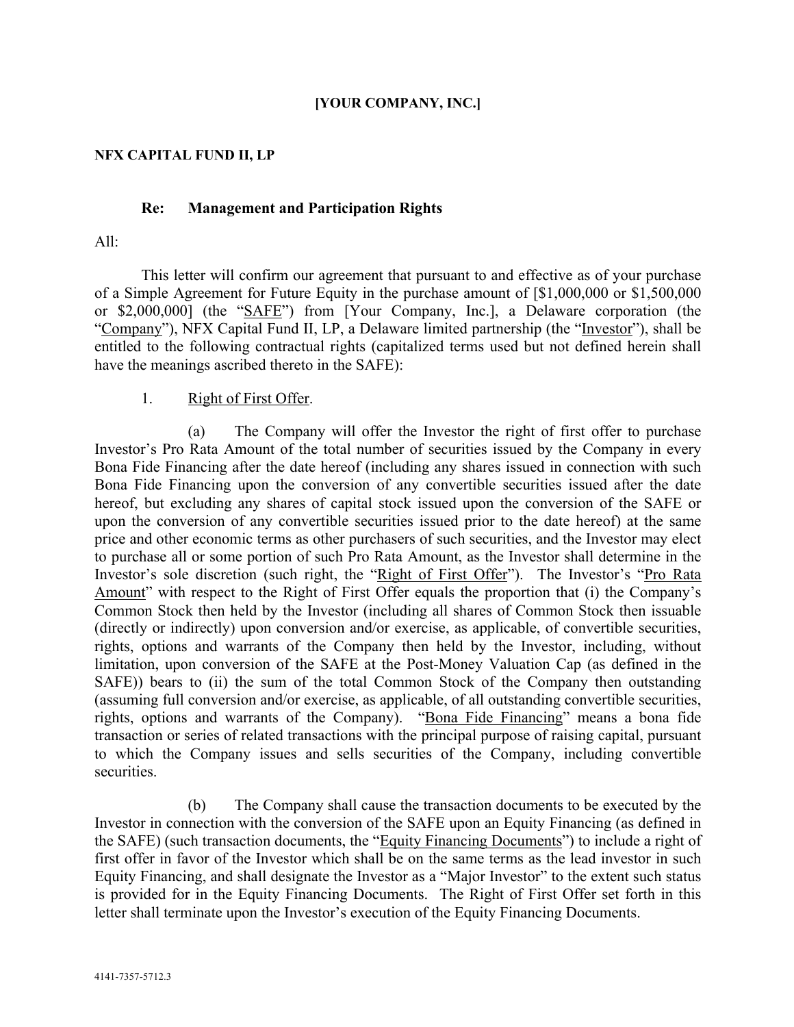**[YOUR COMPANY, INC.]**

**NFX CAPITAL FUND II, LP**

**Re: Management and Participation Rights**

All:

This letter will confirm our agreement that pursuant to and effective as of your purchase of a Simple Agreement for Future Equity in the purchase amount of [$1,000,000 or $1,500,000 or $2,000,000] (the "<u>SAFE</u>") from [Your Company, Inc.], a Delaware corporation (the "<u>Company</u>"), NFX Capital Fund II, LP, a Delaware limited partnership (the "<u>Investor</u>"), shall be entitled to the following contractual rights (capitalized terms used but not defined herein shall have the meanings ascribed thereto in the SAFE):

1. <u>Right of First Offer</u>.

(a) The Company will offer the Investor the right of first offer to purchase Investor's Pro Rata Amount of the total number of securities issued by the Company in every Bona Fide Financing after the date hereof (including any shares issued in connection with such Bona Fide Financing upon the conversion of any convertible securities issued after the date hereof, but excluding any shares of capital stock issued upon the conversion of the SAFE or upon the conversion of any convertible securities issued prior to the date hereof) at the same price and other economic terms as other purchasers of such securities, and the Investor may elect to purchase all or some portion of such Pro Rata Amount, as the Investor shall determine in the Investor's sole discretion (such right, the "<u>Right of First Offer</u>"). The Investor's "<u>Pro Rata Amount</u>" with respect to the Right of First Offer equals the proportion that (i) the Company's Common Stock then held by the Investor (including all shares of Common Stock then issuable (directly or indirectly) upon conversion and/or exercise, as applicable, of convertible securities, rights, options and warrants of the Company then held by the Investor, including, without limitation, upon conversion of the SAFE at the Post-Money Valuation Cap (as defined in the SAFE)) bears to (ii) the sum of the total Common Stock of the Company then outstanding (assuming full conversion and/or exercise, as applicable, of all outstanding convertible securities, rights, options and warrants of the Company). "<u>Bona Fide Financing</u>" means a bona fide transaction or series of related transactions with the principal purpose of raising capital, pursuant to which the Company issues and sells securities of the Company, including convertible securities.

(b) The Company shall cause the transaction documents to be executed by the Investor in connection with the conversion of the SAFE upon an Equity Financing (as defined in the SAFE) (such transaction documents, the "<u>Equity Financing Documents</u>") to include a right of first offer in favor of the Investor which shall be on the same terms as the lead investor in such Equity Financing, and shall designate the Investor as a "Major Investor" to the extent such status is provided for in the Equity Financing Documents. The Right of First Offer set forth in this letter shall terminate upon the Investor's execution of the Equity Financing Documents.

4141-7357-5712.3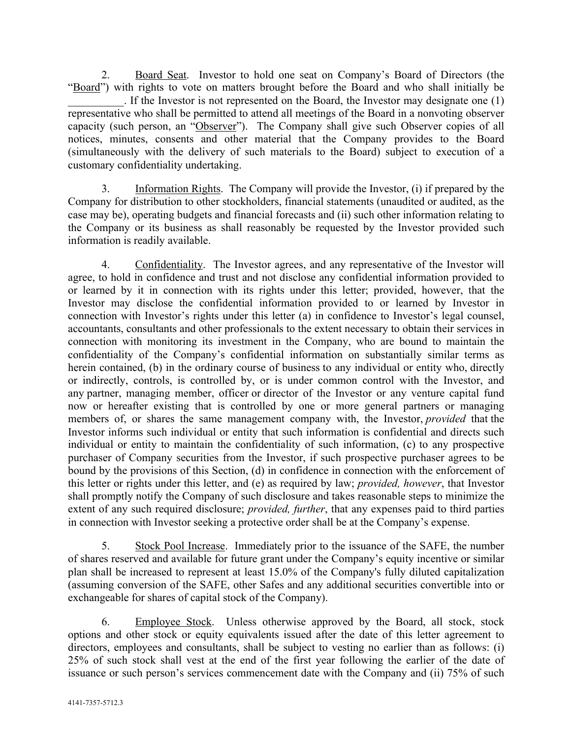2. Board Seat. Investor to hold one seat on Company's Board of Directors (the "Board") with rights to vote on matters brought before the Board and who shall initially be __________. If the Investor is not represented on the Board, the Investor may designate one (1) representative who shall be permitted to attend all meetings of the Board in a nonvoting observer capacity (such person, an "Observer"). The Company shall give such Observer copies of all notices, minutes, consents and other material that the Company provides to the Board (simultaneously with the delivery of such materials to the Board) subject to execution of a customary confidentiality undertaking.

3. Information Rights. The Company will provide the Investor, (i) if prepared by the Company for distribution to other stockholders, financial statements (unaudited or audited, as the case may be), operating budgets and financial forecasts and (ii) such other information relating to the Company or its business as shall reasonably be requested by the Investor provided such information is readily available.

4. Confidentiality. The Investor agrees, and any representative of the Investor will agree, to hold in confidence and trust and not disclose any confidential information provided to or learned by it in connection with its rights under this letter; provided, however, that the Investor may disclose the confidential information provided to or learned by Investor in connection with Investor's rights under this letter (a) in confidence to Investor's legal counsel, accountants, consultants and other professionals to the extent necessary to obtain their services in connection with monitoring its investment in the Company, who are bound to maintain the confidentiality of the Company's confidential information on substantially similar terms as herein contained, (b) in the ordinary course of business to any individual or entity who, directly or indirectly, controls, is controlled by, or is under common control with the Investor, and any partner, managing member, officer or director of the Investor or any venture capital fund now or hereafter existing that is controlled by one or more general partners or managing members of, or shares the same management company with, the Investor, *provided* that the Investor informs such individual or entity that such information is confidential and directs such individual or entity to maintain the confidentiality of such information, (c) to any prospective purchaser of Company securities from the Investor, if such prospective purchaser agrees to be bound by the provisions of this Section, (d) in confidence in connection with the enforcement of this letter or rights under this letter, and (e) as required by law; *provided, however*, that Investor shall promptly notify the Company of such disclosure and takes reasonable steps to minimize the extent of any such required disclosure; *provided, further*, that any expenses paid to third parties in connection with Investor seeking a protective order shall be at the Company's expense.

5. Stock Pool Increase. Immediately prior to the issuance of the SAFE, the number of shares reserved and available for future grant under the Company's equity incentive or similar plan shall be increased to represent at least 15.0% of the Company's fully diluted capitalization (assuming conversion of the SAFE, other Safes and any additional securities convertible into or exchangeable for shares of capital stock of the Company).

6. Employee Stock. Unless otherwise approved by the Board, all stock, stock options and other stock or equity equivalents issued after the date of this letter agreement to directors, employees and consultants, shall be subject to vesting no earlier than as follows: (i) 25% of such stock shall vest at the end of the first year following the earlier of the date of issuance or such person's services commencement date with the Company and (ii) 75% of such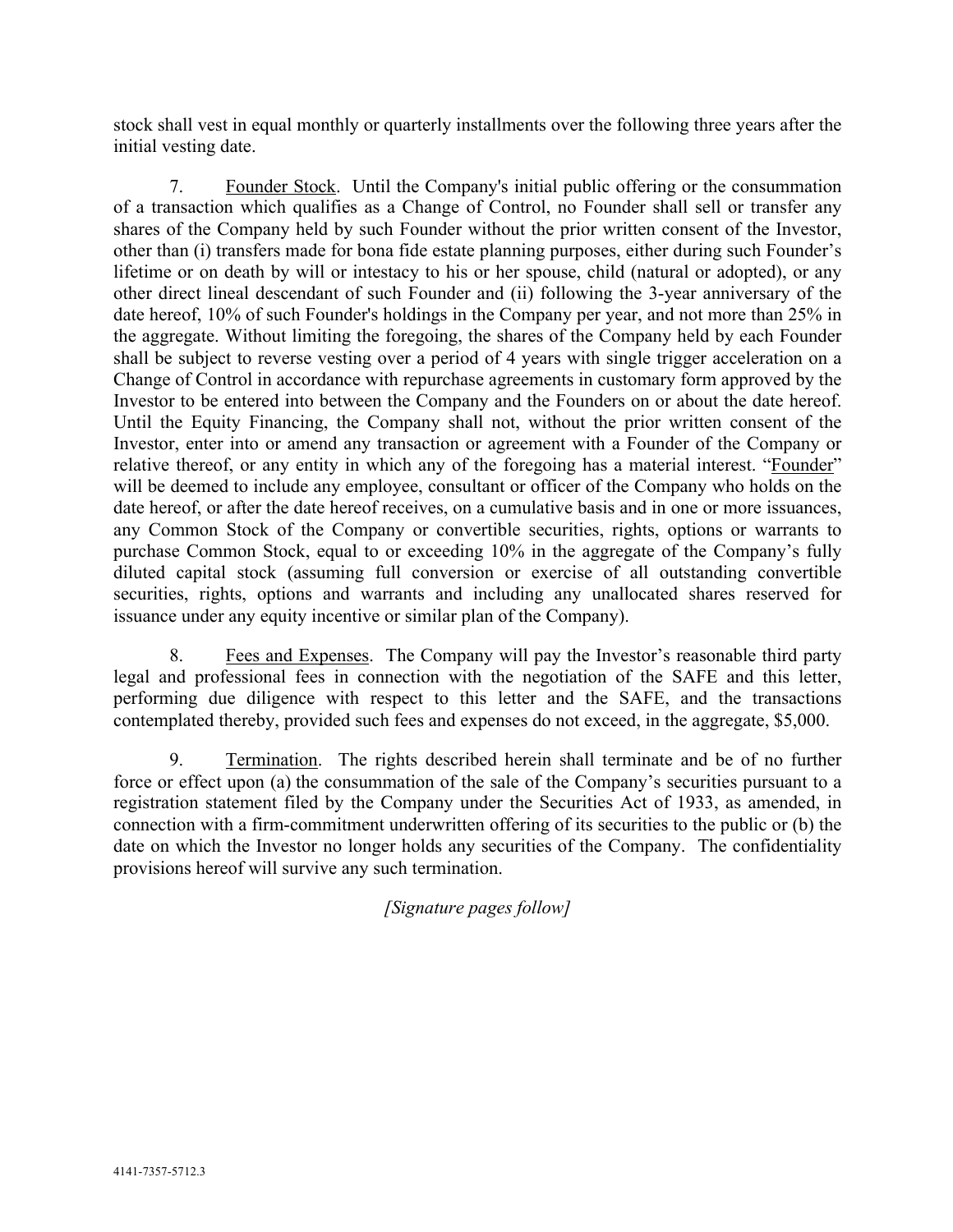stock shall vest in equal monthly or quarterly installments over the following three years after the initial vesting date.

7. Founder Stock. Until the Company's initial public offering or the consummation of a transaction which qualifies as a Change of Control, no Founder shall sell or transfer any shares of the Company held by such Founder without the prior written consent of the Investor, other than (i) transfers made for bona fide estate planning purposes, either during such Founder's lifetime or on death by will or intestacy to his or her spouse, child (natural or adopted), or any other direct lineal descendant of such Founder and (ii) following the 3-year anniversary of the date hereof, 10% of such Founder's holdings in the Company per year, and not more than 25% in the aggregate. Without limiting the foregoing, the shares of the Company held by each Founder shall be subject to reverse vesting over a period of 4 years with single trigger acceleration on a Change of Control in accordance with repurchase agreements in customary form approved by the Investor to be entered into between the Company and the Founders on or about the date hereof. Until the Equity Financing, the Company shall not, without the prior written consent of the Investor, enter into or amend any transaction or agreement with a Founder of the Company or relative thereof, or any entity in which any of the foregoing has a material interest. "Founder" will be deemed to include any employee, consultant or officer of the Company who holds on the date hereof, or after the date hereof receives, on a cumulative basis and in one or more issuances, any Common Stock of the Company or convertible securities, rights, options or warrants to purchase Common Stock, equal to or exceeding 10% in the aggregate of the Company's fully diluted capital stock (assuming full conversion or exercise of all outstanding convertible securities, rights, options and warrants and including any unallocated shares reserved for issuance under any equity incentive or similar plan of the Company).

8. Fees and Expenses. The Company will pay the Investor's reasonable third party legal and professional fees in connection with the negotiation of the SAFE and this letter, performing due diligence with respect to this letter and the SAFE, and the transactions contemplated thereby, provided such fees and expenses do not exceed, in the aggregate, $5,000.

9. Termination. The rights described herein shall terminate and be of no further force or effect upon (a) the consummation of the sale of the Company's securities pursuant to a registration statement filed by the Company under the Securities Act of 1933, as amended, in connection with a firm-commitment underwritten offering of its securities to the public or (b) the date on which the Investor no longer holds any securities of the Company. The confidentiality provisions hereof will survive any such termination.

*[Signature pages follow]*

4141-7357-5712.3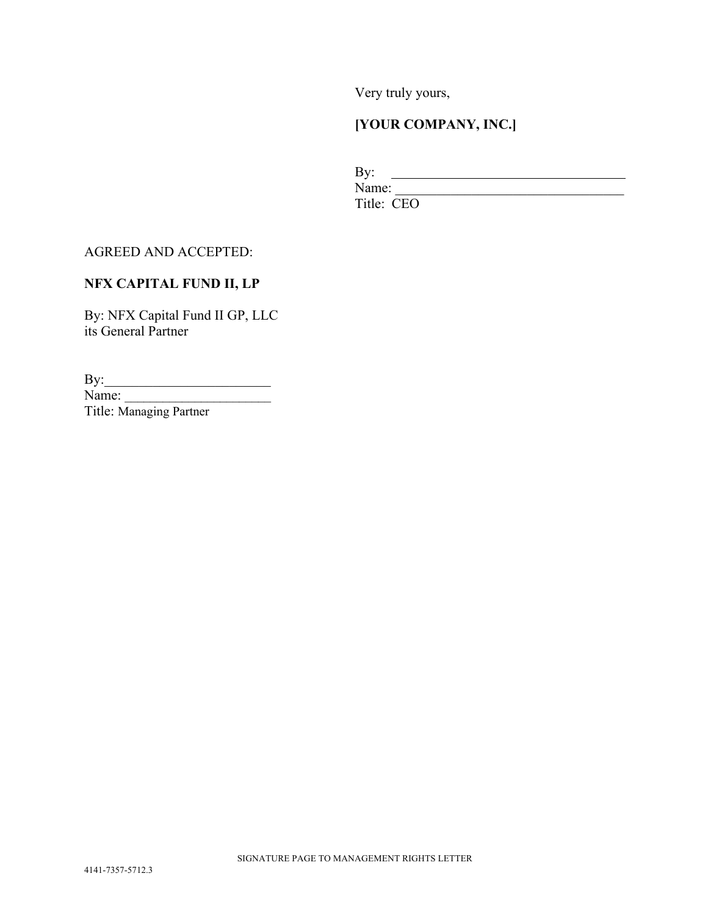Very truly yours,

**[YOUR COMPANY, INC.]**

By: ___________________________________
Name: _________________________________
Title: CEO

AGREED AND ACCEPTED:

**NFX CAPITAL FUND II, LP**

By: NFX Capital Fund II GP, LLC
its General Partner

By:________________________
Name: _____________________
Title: Managing Partner

SIGNATURE PAGE TO MANAGEMENT RIGHTS LETTER

4141-7357-5712.3